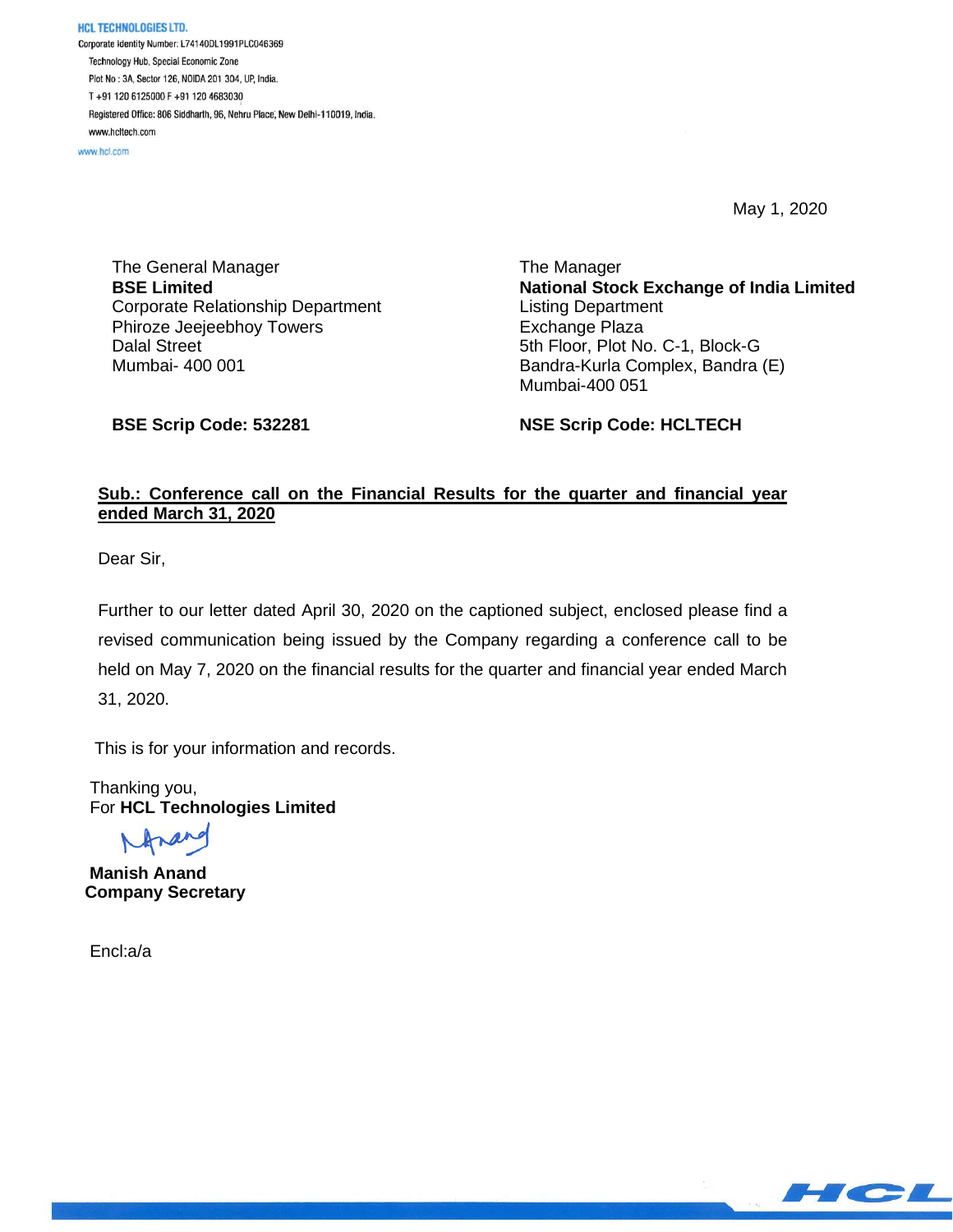**HCL TECHNOLOGIES LTD.**
Corporate Identity Number: L74140DL1991PLC046369
Technology Hub, Special Economic Zone
Plot No : 3A, Sector 126, NOIDA 201 304, UP, India.
T +91 120 6125000 F +91 120 4683030
Registered Office: 806 Siddharth, 96, Nehru Place, New Delhi-110019, India.
www.hcltech.com
www.hcl.com

May 1, 2020

The General Manager
**BSE Limited**
Corporate Relationship Department
Phiroze Jeejeebhoy Towers
Dalal Street
Mumbai- 400 001

**BSE Scrip Code: 532281**

The Manager
**National Stock Exchange of India Limited**
Listing Department
Exchange Plaza
5th Floor, Plot No. C-1, Block-G
Bandra-Kurla Complex, Bandra (E)
Mumbai-400 051

**NSE Scrip Code: HCLTECH**

**Sub.: Conference call on the Financial Results for the quarter and financial year ended March 31, 2020**

Dear Sir,

Further to our letter dated April 30, 2020 on the captioned subject, enclosed please find a revised communication being issued by the Company regarding a conference call to be held on May 7, 2020 on the financial results for the quarter and financial year ended March 31, 2020.

This is for your information and records.

Thanking you,
For **HCL Technologies Limited**

**Manish Anand**
**Company Secretary**

Encl:a/a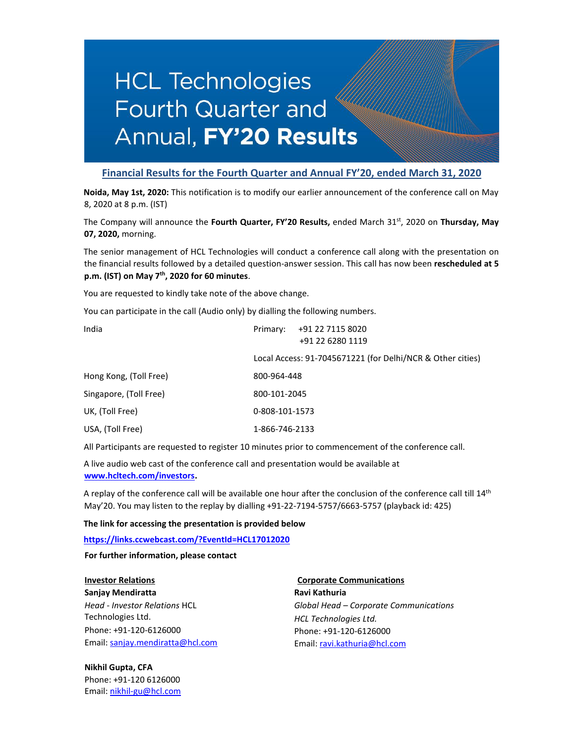# HCL Technologies Fourth Quarter and Annual, FY'20 Results

## Financial Results for the Fourth Quarter and Annual FY'20, ended March 31, 2020

**Noida, May 1st, 2020:** This notification is to modify our earlier announcement of the conference call on May 8, 2020 at 8 p.m. (IST)

The Company will announce the **Fourth Quarter, FY'20 Results,** ended March 31st, 2020 on **Thursday, May 07, 2020,** morning.

The senior management of HCL Technologies will conduct a conference call along with the presentation on the financial results followed by a detailed question-answer session. This call has now been **rescheduled at 5 p.m. (IST) on May 7th, 2020 for 60 minutes**.

You are requested to kindly take note of the above change.

You can participate in the call (Audio only) by dialling the following numbers.

| | |
|---|---|
| India | Primary: +91 22 7115 8020<br>+91 22 6280 1119 |
| | Local Access: 91-7045671221 (for Delhi/NCR & Other cities) |
| Hong Kong, (Toll Free) | 800-964-448 |
| Singapore, (Toll Free) | 800-101-2045 |
| UK, (Toll Free) | 0-808-101-1573 |
| USA, (Toll Free) | 1-866-746-2133 |

All Participants are requested to register 10 minutes prior to commencement of the conference call.

A live audio web cast of the conference call and presentation would be available at **www.hcltech.com/investors.**

A replay of the conference call will be available one hour after the conclusion of the conference call till 14th May'20. You may listen to the replay by dialling +91-22-7194-5757/6663-5757 (playback id: 425)

**The link for accessing the presentation is provided below**

**https://links.ccwebcast.com/?EventId=HCL17012020**

**For further information, please contact**

**Investor Relations**
**Sanjay Mendiratta**
*Head - Investor Relations* HCL Technologies Ltd.
Phone: +91-120-6126000
Email: sanjay.mendiratta@hcl.com

**Nikhil Gupta, CFA**
Phone: +91-120 6126000
Email: nikhil-gu@hcl.com

**Corporate Communications**
**Ravi Kathuria**
*Global Head – Corporate Communications*
*HCL Technologies Ltd.*
Phone: +91-120-6126000
Email: ravi.kathuria@hcl.com